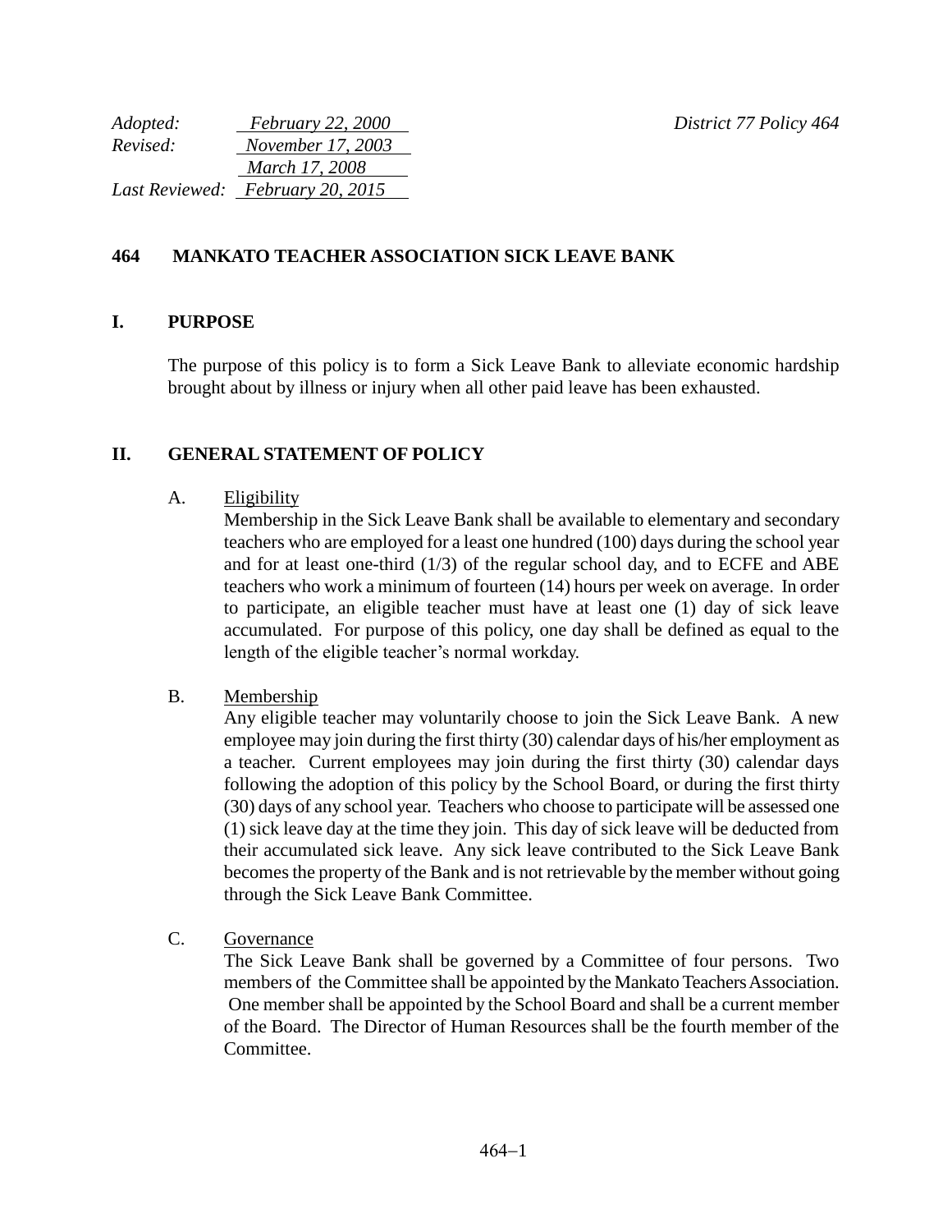*Adopted:* February 22, 2000 *District 77 Policy 464*
*Revised:* November 17, 2003
March 17, 2008
*Last Reviewed:* February 20, 2015

# 464 MANKATO TEACHER ASSOCIATION SICK LEAVE BANK

## I. PURPOSE

The purpose of this policy is to form a Sick Leave Bank to alleviate economic hardship brought about by illness or injury when all other paid leave has been exhausted.

## II. GENERAL STATEMENT OF POLICY

A. Eligibility

Membership in the Sick Leave Bank shall be available to elementary and secondary teachers who are employed for a least one hundred (100) days during the school year and for at least one-third (1/3) of the regular school day, and to ECFE and ABE teachers who work a minimum of fourteen (14) hours per week on average. In order to participate, an eligible teacher must have at least one (1) day of sick leave accumulated. For purpose of this policy, one day shall be defined as equal to the length of the eligible teacher's normal workday.

B. Membership

Any eligible teacher may voluntarily choose to join the Sick Leave Bank. A new employee may join during the first thirty (30) calendar days of his/her employment as a teacher. Current employees may join during the first thirty (30) calendar days following the adoption of this policy by the School Board, or during the first thirty (30) days of any school year. Teachers who choose to participate will be assessed one (1) sick leave day at the time they join. This day of sick leave will be deducted from their accumulated sick leave. Any sick leave contributed to the Sick Leave Bank becomes the property of the Bank and is not retrievable by the member without going through the Sick Leave Bank Committee.

C. Governance

The Sick Leave Bank shall be governed by a Committee of four persons. Two members of the Committee shall be appointed by the Mankato Teachers Association. One member shall be appointed by the School Board and shall be a current member of the Board. The Director of Human Resources shall be the fourth member of the Committee.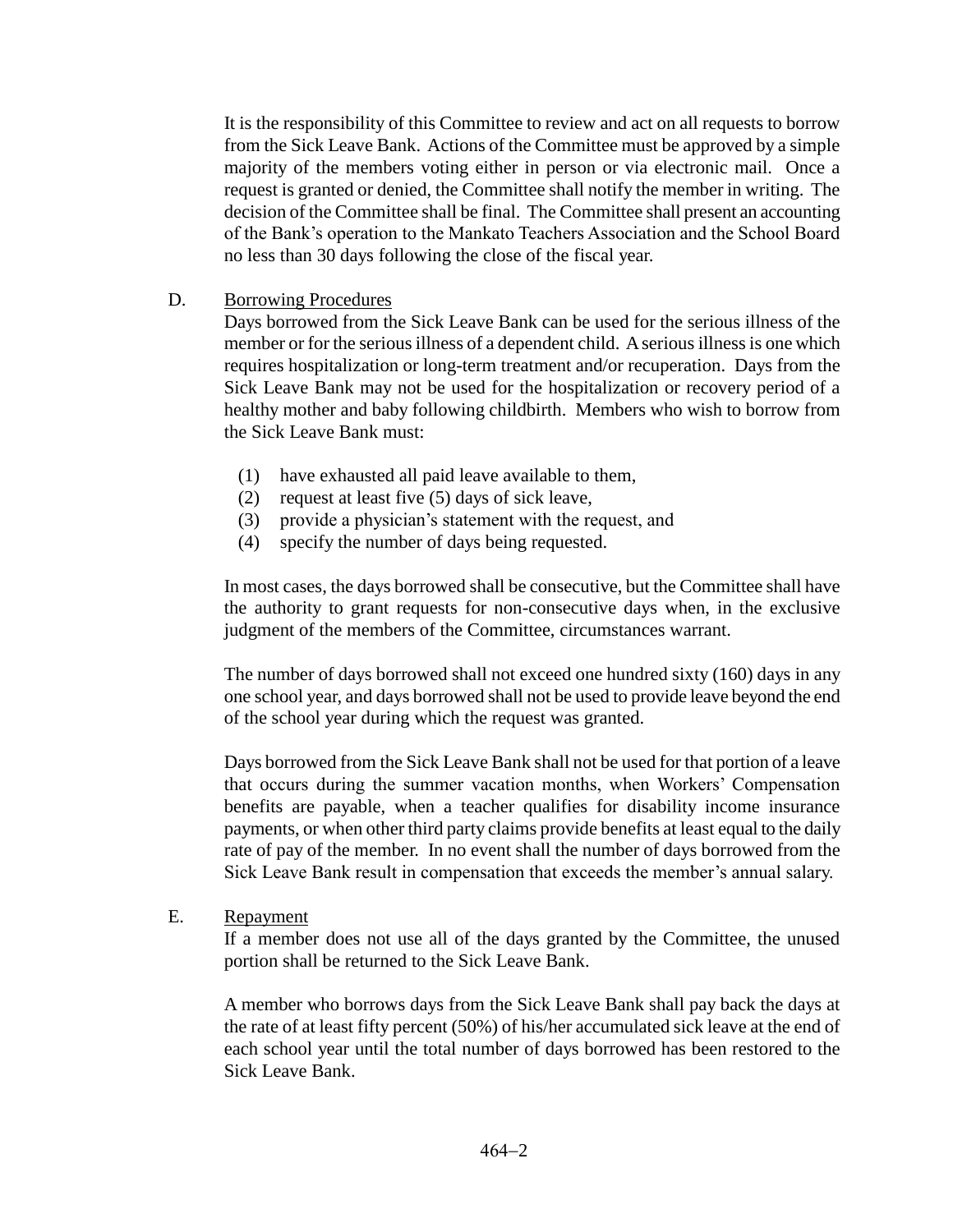It is the responsibility of this Committee to review and act on all requests to borrow from the Sick Leave Bank. Actions of the Committee must be approved by a simple majority of the members voting either in person or via electronic mail. Once a request is granted or denied, the Committee shall notify the member in writing. The decision of the Committee shall be final. The Committee shall present an accounting of the Bank's operation to the Mankato Teachers Association and the School Board no less than 30 days following the close of the fiscal year.

D. Borrowing Procedures

Days borrowed from the Sick Leave Bank can be used for the serious illness of the member or for the serious illness of a dependent child. A serious illness is one which requires hospitalization or long-term treatment and/or recuperation. Days from the Sick Leave Bank may not be used for the hospitalization or recovery period of a healthy mother and baby following childbirth. Members who wish to borrow from the Sick Leave Bank must:

(1) have exhausted all paid leave available to them,
(2) request at least five (5) days of sick leave,
(3) provide a physician's statement with the request, and
(4) specify the number of days being requested.

In most cases, the days borrowed shall be consecutive, but the Committee shall have the authority to grant requests for non-consecutive days when, in the exclusive judgment of the members of the Committee, circumstances warrant.

The number of days borrowed shall not exceed one hundred sixty (160) days in any one school year, and days borrowed shall not be used to provide leave beyond the end of the school year during which the request was granted.

Days borrowed from the Sick Leave Bank shall not be used for that portion of a leave that occurs during the summer vacation months, when Workers' Compensation benefits are payable, when a teacher qualifies for disability income insurance payments, or when other third party claims provide benefits at least equal to the daily rate of pay of the member. In no event shall the number of days borrowed from the Sick Leave Bank result in compensation that exceeds the member's annual salary.

E. Repayment

If a member does not use all of the days granted by the Committee, the unused portion shall be returned to the Sick Leave Bank.

A member who borrows days from the Sick Leave Bank shall pay back the days at the rate of at least fifty percent (50%) of his/her accumulated sick leave at the end of each school year until the total number of days borrowed has been restored to the Sick Leave Bank.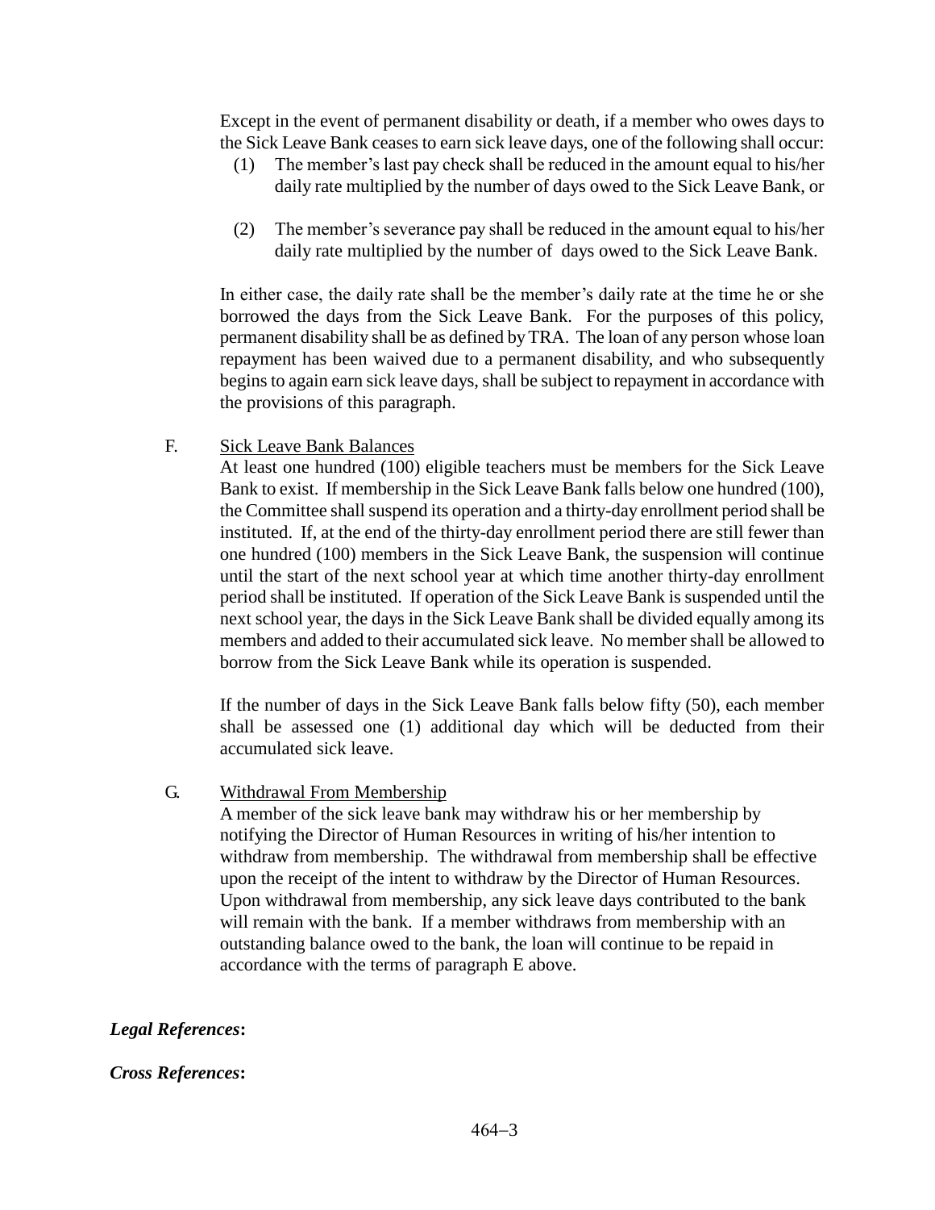Except in the event of permanent disability or death, if a member who owes days to the Sick Leave Bank ceases to earn sick leave days, one of the following shall occur:

(1) The member's last pay check shall be reduced in the amount equal to his/her daily rate multiplied by the number of days owed to the Sick Leave Bank, or

(2) The member's severance pay shall be reduced in the amount equal to his/her daily rate multiplied by the number of days owed to the Sick Leave Bank.

In either case, the daily rate shall be the member's daily rate at the time he or she borrowed the days from the Sick Leave Bank. For the purposes of this policy, permanent disability shall be as defined by TRA. The loan of any person whose loan repayment has been waived due to a permanent disability, and who subsequently begins to again earn sick leave days, shall be subject to repayment in accordance with the provisions of this paragraph.

F. Sick Leave Bank Balances

At least one hundred (100) eligible teachers must be members for the Sick Leave Bank to exist. If membership in the Sick Leave Bank falls below one hundred (100), the Committee shall suspend its operation and a thirty-day enrollment period shall be instituted. If, at the end of the thirty-day enrollment period there are still fewer than one hundred (100) members in the Sick Leave Bank, the suspension will continue until the start of the next school year at which time another thirty-day enrollment period shall be instituted. If operation of the Sick Leave Bank is suspended until the next school year, the days in the Sick Leave Bank shall be divided equally among its members and added to their accumulated sick leave. No member shall be allowed to borrow from the Sick Leave Bank while its operation is suspended.

If the number of days in the Sick Leave Bank falls below fifty (50), each member shall be assessed one (1) additional day which will be deducted from their accumulated sick leave.

G. Withdrawal From Membership

A member of the sick leave bank may withdraw his or her membership by notifying the Director of Human Resources in writing of his/her intention to withdraw from membership. The withdrawal from membership shall be effective upon the receipt of the intent to withdraw by the Director of Human Resources. Upon withdrawal from membership, any sick leave days contributed to the bank will remain with the bank. If a member withdraws from membership with an outstanding balance owed to the bank, the loan will continue to be repaid in accordance with the terms of paragraph E above.

***Legal References*:**

***Cross References*:**